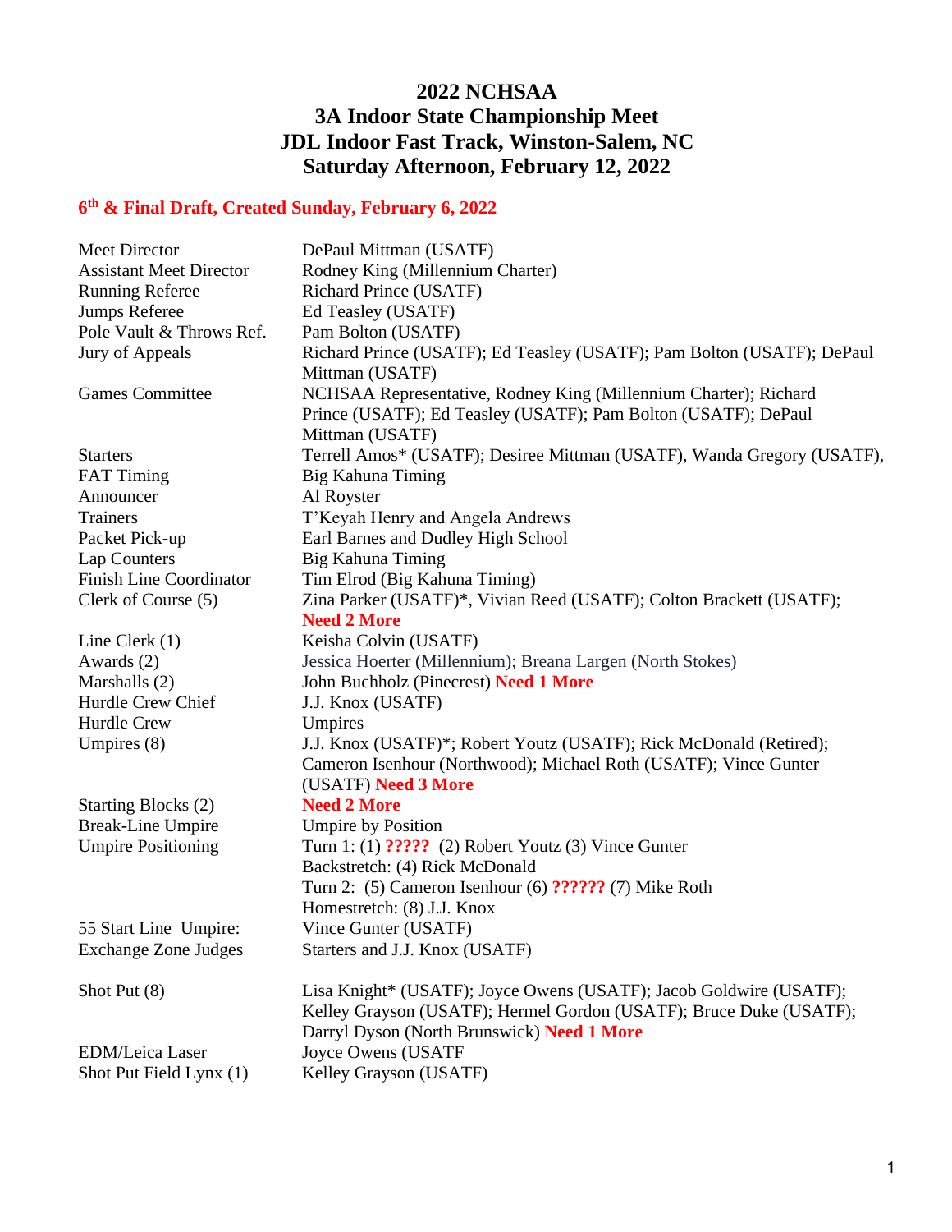# 2022 NCHSAA
# 3A Indoor State Championship Meet
# JDL Indoor Fast Track, Winston-Salem, NC
# Saturday Afternoon, February 12, 2022

**6th & Final Draft, Created Sunday, February 6, 2022**

| | |
|---|---|
| Meet Director | DePaul Mittman (USATF) |
| Assistant Meet Director | Rodney King (Millennium Charter) |
| Running Referee | Richard Prince (USATF) |
| Jumps Referee | Ed Teasley (USATF) |
| Pole Vault & Throws Ref. | Pam Bolton (USATF) |
| Jury of Appeals | Richard Prince (USATF); Ed Teasley (USATF); Pam Bolton (USATF); DePaul Mittman (USATF) |
| Games Committee | NCHSAA Representative, Rodney King (Millennium Charter); Richard Prince (USATF); Ed Teasley (USATF); Pam Bolton (USATF); DePaul Mittman (USATF) |
| Starters | Terrell Amos* (USATF); Desiree Mittman (USATF), Wanda Gregory (USATF), |
| FAT Timing | Big Kahuna Timing |
| Announcer | Al Royster |
| Trainers | T'Keyah Henry and Angela Andrews |
| Packet Pick-up | Earl Barnes and Dudley High School |
| Lap Counters | Big Kahuna Timing |
| Finish Line Coordinator | Tim Elrod (Big Kahuna Timing) |
| Clerk of Course (5) | Zina Parker (USATF)*, Vivian Reed (USATF); Colton Brackett (USATF); **Need 2 More** |
| Line Clerk (1) | Keisha Colvin (USATF) |
| Awards (2) | Jessica Hoerter (Millennium); Breana Largen (North Stokes) |
| Marshalls (2) | John Buchholz (Pinecrest) **Need 1 More** |
| Hurdle Crew Chief | J.J. Knox (USATF) |
| Hurdle Crew | Umpires |
| Umpires (8) | J.J. Knox (USATF)*; Robert Youtz (USATF); Rick McDonald (Retired); Cameron Isenhour (Northwood); Michael Roth (USATF); Vince Gunter (USATF) **Need 3 More** |
| Starting Blocks (2) | **Need 2 More** |
| Break-Line Umpire | Umpire by Position |
| Umpire Positioning | Turn 1: (1) **?????** (2) Robert Youtz (3) Vince Gunter<br>Backstretch: (4) Rick McDonald<br>Turn 2: (5) Cameron Isenhour (6) **??????** (7) Mike Roth<br>Homestretch: (8) J.J. Knox |
| 55 Start Line Umpire: | Vince Gunter (USATF) |
| Exchange Zone Judges | Starters and J.J. Knox (USATF) |
| Shot Put (8) | Lisa Knight* (USATF); Joyce Owens (USATF); Jacob Goldwire (USATF); Kelley Grayson (USATF); Hermel Gordon (USATF); Bruce Duke (USATF); Darryl Dyson (North Brunswick) **Need 1 More** |
| EDM/Leica Laser | Joyce Owens (USATF |
| Shot Put Field Lynx (1) | Kelley Grayson (USATF) |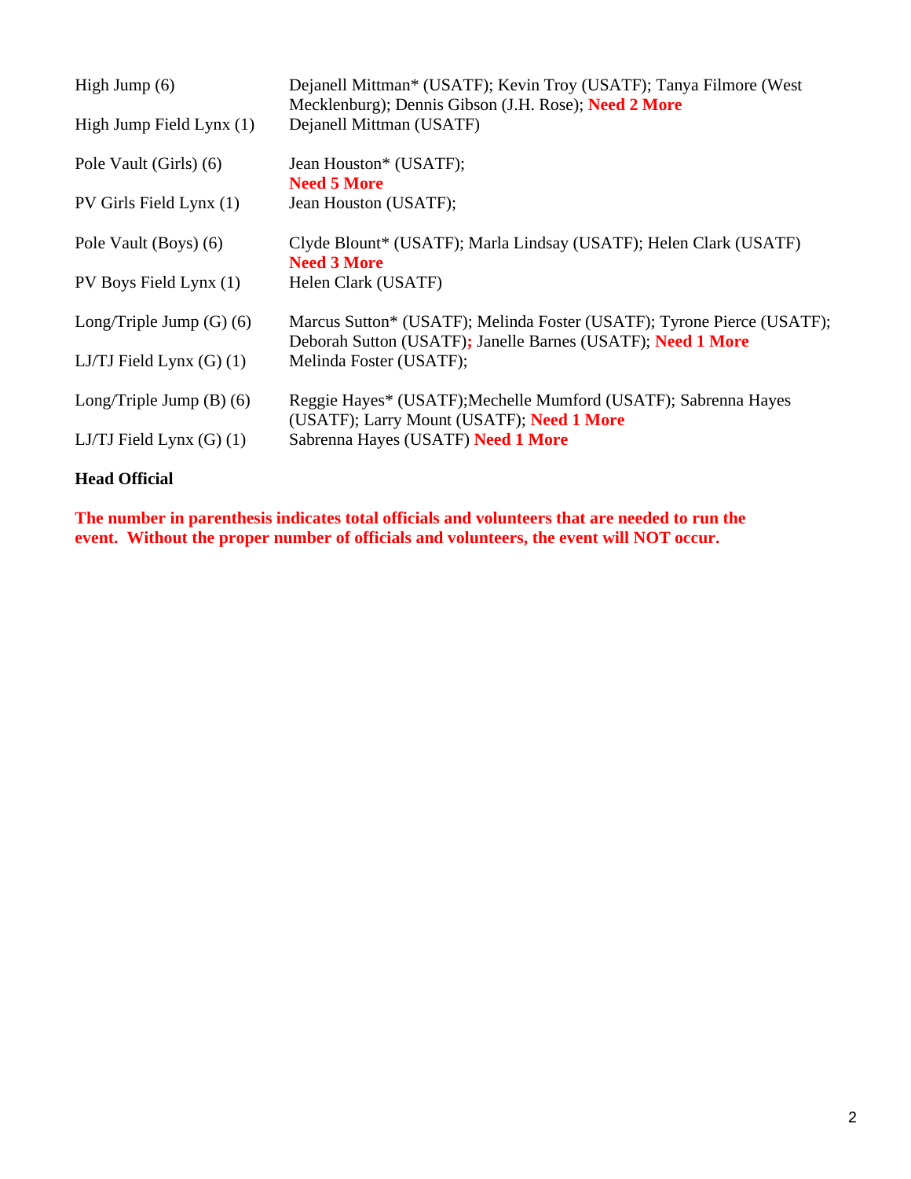| | |
|---|---|
| High Jump (6) | Dejanell Mittman* (USATF); Kevin Troy (USATF); Tanya Filmore (West Mecklenburg); Dennis Gibson (J.H. Rose); **Need 2 More** |
| High Jump Field Lynx (1) | Dejanell Mittman (USATF) |
| Pole Vault (Girls) (6) | Jean Houston* (USATF); **Need 5 More** |
| PV Girls Field Lynx (1) | Jean Houston (USATF); |
| Pole Vault (Boys) (6) | Clyde Blount* (USATF); Marla Lindsay (USATF); Helen Clark (USATF) **Need 3 More** |
| PV Boys Field Lynx (1) | Helen Clark (USATF) |
| Long/Triple Jump (G) (6) | Marcus Sutton* (USATF); Melinda Foster (USATF); Tyrone Pierce (USATF); Deborah Sutton (USATF); Janelle Barnes (USATF); **Need 1 More** |
| LJ/TJ Field Lynx (G) (1) | Melinda Foster (USATF); |
| Long/Triple Jump (B) (6) | Reggie Hayes* (USATF);Mechelle Mumford (USATF); Sabrenna Hayes (USATF); Larry Mount (USATF); **Need 1 More** |
| LJ/TJ Field Lynx (G) (1) | Sabrenna Hayes (USATF) **Need 1 More** |

**Head Official**

**The number in parenthesis indicates total officials and volunteers that are needed to run the event. Without the proper number of officials and volunteers, the event will NOT occur.**